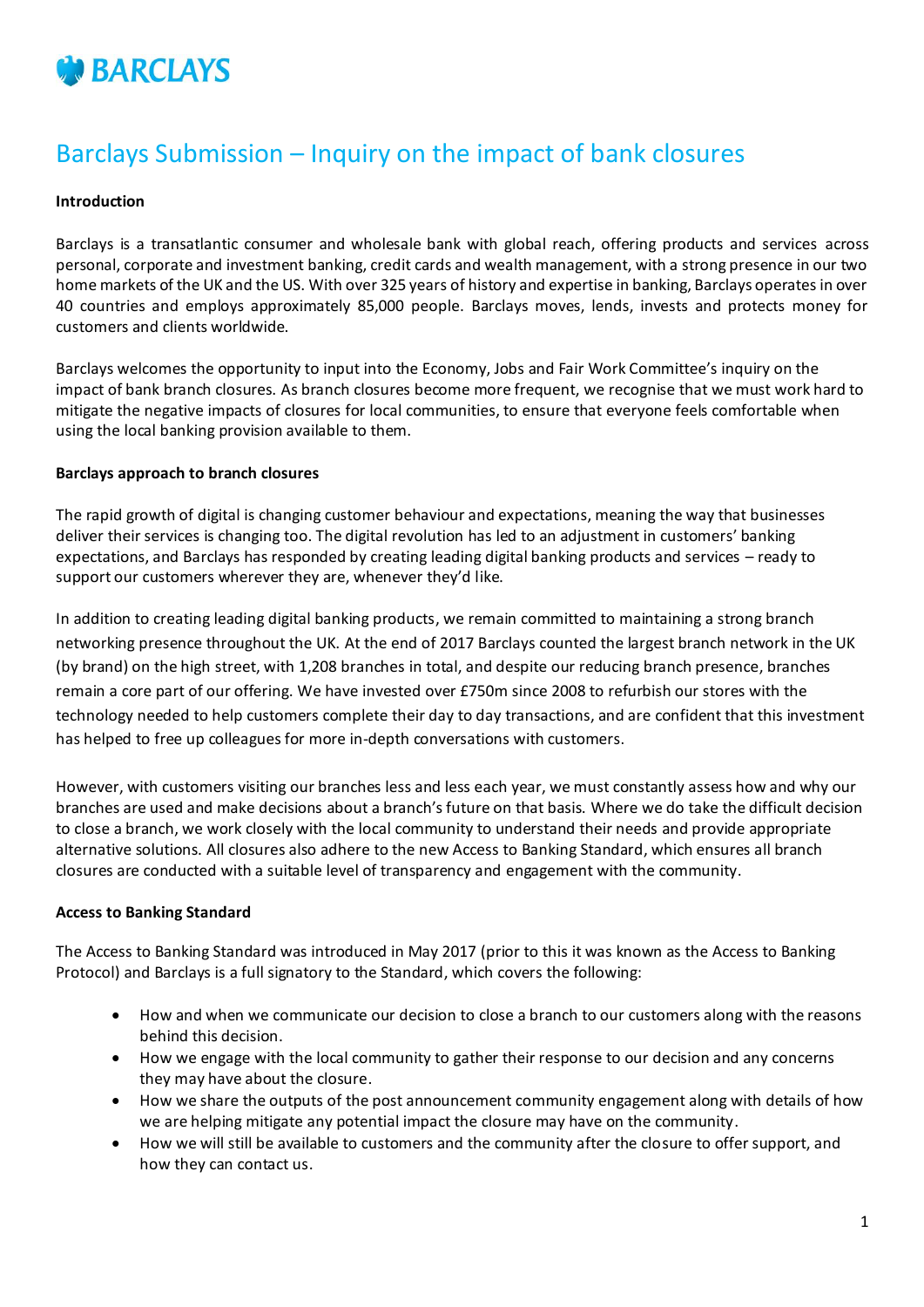BARCLAYS

# Barclays Submission – Inquiry on the impact of bank closures

**Introduction**

Barclays is a transatlantic consumer and wholesale bank with global reach, offering products and services across personal, corporate and investment banking, credit cards and wealth management, with a strong presence in our two home markets of the UK and the US. With over 325 years of history and expertise in banking, Barclays operates in over 40 countries and employs approximately 85,000 people. Barclays moves, lends, invests and protects money for customers and clients worldwide.

Barclays welcomes the opportunity to input into the Economy, Jobs and Fair Work Committee's inquiry on the impact of bank branch closures. As branch closures become more frequent, we recognise that we must work hard to mitigate the negative impacts of closures for local communities, to ensure that everyone feels comfortable when using the local banking provision available to them.

**Barclays approach to branch closures**

The rapid growth of digital is changing customer behaviour and expectations, meaning the way that businesses deliver their services is changing too. The digital revolution has led to an adjustment in customers' banking expectations, and Barclays has responded by creating leading digital banking products and services – ready to support our customers wherever they are, whenever they'd like.

In addition to creating leading digital banking products, we remain committed to maintaining a strong branch networking presence throughout the UK. At the end of 2017 Barclays counted the largest branch network in the UK (by brand) on the high street, with 1,208 branches in total, and despite our reducing branch presence, branches remain a core part of our offering. We have invested over £750m since 2008 to refurbish our stores with the technology needed to help customers complete their day to day transactions, and are confident that this investment has helped to free up colleagues for more in-depth conversations with customers.

However, with customers visiting our branches less and less each year, we must constantly assess how and why our branches are used and make decisions about a branch's future on that basis. Where we do take the difficult decision to close a branch, we work closely with the local community to understand their needs and provide appropriate alternative solutions. All closures also adhere to the new Access to Banking Standard, which ensures all branch closures are conducted with a suitable level of transparency and engagement with the community.

**Access to Banking Standard**

The Access to Banking Standard was introduced in May 2017 (prior to this it was known as the Access to Banking Protocol) and Barclays is a full signatory to the Standard, which covers the following:

- How and when we communicate our decision to close a branch to our customers along with the reasons behind this decision.
- How we engage with the local community to gather their response to our decision and any concerns they may have about the closure.
- How we share the outputs of the post announcement community engagement along with details of how we are helping mitigate any potential impact the closure may have on the community.
- How we will still be available to customers and the community after the closure to offer support, and how they can contact us.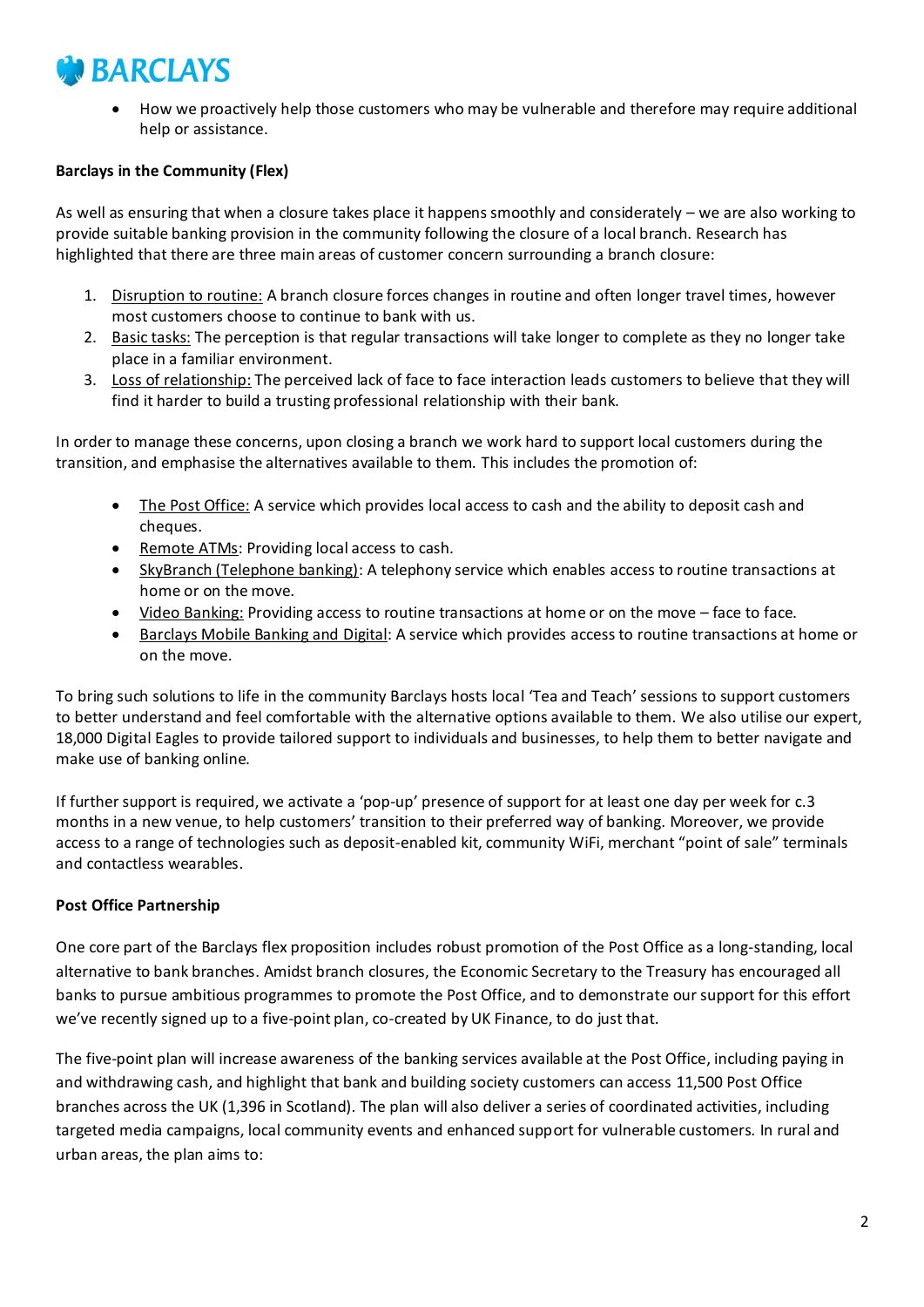- How we proactively help those customers who may be vulnerable and therefore may require additional help or assistance.

**Barclays in the Community (Flex)**

As well as ensuring that when a closure takes place it happens smoothly and considerately – we are also working to provide suitable banking provision in the community following the closure of a local branch. Research has highlighted that there are three main areas of customer concern surrounding a branch closure:

1. Disruption to routine: A branch closure forces changes in routine and often longer travel times, however most customers choose to continue to bank with us.
2. Basic tasks: The perception is that regular transactions will take longer to complete as they no longer take place in a familiar environment.
3. Loss of relationship: The perceived lack of face to face interaction leads customers to believe that they will find it harder to build a trusting professional relationship with their bank.

In order to manage these concerns, upon closing a branch we work hard to support local customers during the transition, and emphasise the alternatives available to them. This includes the promotion of:

- The Post Office: A service which provides local access to cash and the ability to deposit cash and cheques.
- Remote ATMs: Providing local access to cash.
- SkyBranch (Telephone banking): A telephony service which enables access to routine transactions at home or on the move.
- Video Banking: Providing access to routine transactions at home or on the move – face to face.
- Barclays Mobile Banking and Digital: A service which provides access to routine transactions at home or on the move.

To bring such solutions to life in the community Barclays hosts local 'Tea and Teach' sessions to support customers to better understand and feel comfortable with the alternative options available to them. We also utilise our expert, 18,000 Digital Eagles to provide tailored support to individuals and businesses, to help them to better navigate and make use of banking online.

If further support is required, we activate a 'pop-up' presence of support for at least one day per week for c.3 months in a new venue, to help customers' transition to their preferred way of banking. Moreover, we provide access to a range of technologies such as deposit-enabled kit, community WiFi, merchant "point of sale" terminals and contactless wearables.

**Post Office Partnership**

One core part of the Barclays flex proposition includes robust promotion of the Post Office as a long-standing, local alternative to bank branches. Amidst branch closures, the Economic Secretary to the Treasury has encouraged all banks to pursue ambitious programmes to promote the Post Office, and to demonstrate our support for this effort we've recently signed up to a five-point plan, co-created by UK Finance, to do just that.

The five-point plan will increase awareness of the banking services available at the Post Office, including paying in and withdrawing cash, and highlight that bank and building society customers can access 11,500 Post Office branches across the UK (1,396 in Scotland). The plan will also deliver a series of coordinated activities, including targeted media campaigns, local community events and enhanced support for vulnerable customers. In rural and urban areas, the plan aims to: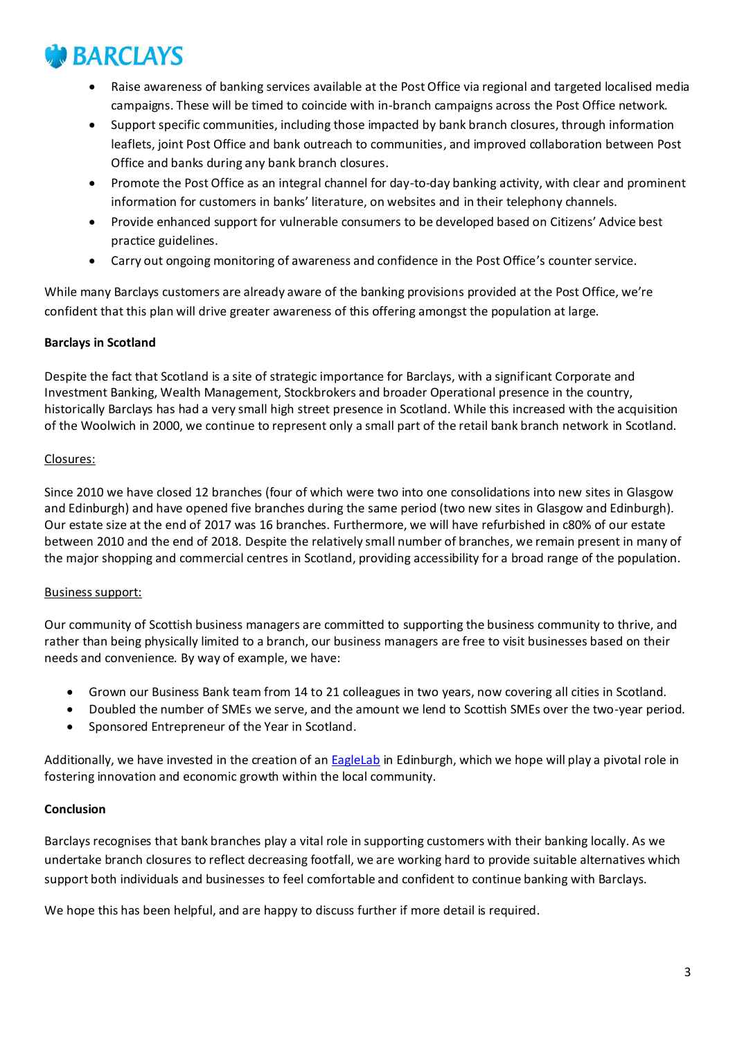- Raise awareness of banking services available at the Post Office via regional and targeted localised media campaigns. These will be timed to coincide with in-branch campaigns across the Post Office network.
- Support specific communities, including those impacted by bank branch closures, through information leaflets, joint Post Office and bank outreach to communities, and improved collaboration between Post Office and banks during any bank branch closures.
- Promote the Post Office as an integral channel for day-to-day banking activity, with clear and prominent information for customers in banks' literature, on websites and in their telephony channels.
- Provide enhanced support for vulnerable consumers to be developed based on Citizens' Advice best practice guidelines.
- Carry out ongoing monitoring of awareness and confidence in the Post Office's counter service.

While many Barclays customers are already aware of the banking provisions provided at the Post Office, we're confident that this plan will drive greater awareness of this offering amongst the population at large.

**Barclays in Scotland**

Despite the fact that Scotland is a site of strategic importance for Barclays, with a significant Corporate and Investment Banking, Wealth Management, Stockbrokers and broader Operational presence in the country, historically Barclays has had a very small high street presence in Scotland. While this increased with the acquisition of the Woolwich in 2000, we continue to represent only a small part of the retail bank branch network in Scotland.

Closures:

Since 2010 we have closed 12 branches (four of which were two into one consolidations into new sites in Glasgow and Edinburgh) and have opened five branches during the same period (two new sites in Glasgow and Edinburgh). Our estate size at the end of 2017 was 16 branches. Furthermore, we will have refurbished in c80% of our estate between 2010 and the end of 2018. Despite the relatively small number of branches, we remain present in many of the major shopping and commercial centres in Scotland, providing accessibility for a broad range of the population.

Business support:

Our community of Scottish business managers are committed to supporting the business community to thrive, and rather than being physically limited to a branch, our business managers are free to visit businesses based on their needs and convenience. By way of example, we have:

- Grown our Business Bank team from 14 to 21 colleagues in two years, now covering all cities in Scotland.
- Doubled the number of SMEs we serve, and the amount we lend to Scottish SMEs over the two-year period.
- Sponsored Entrepreneur of the Year in Scotland.

Additionally, we have invested in the creation of an EagleLab in Edinburgh, which we hope will play a pivotal role in fostering innovation and economic growth within the local community.

**Conclusion**

Barclays recognises that bank branches play a vital role in supporting customers with their banking locally. As we undertake branch closures to reflect decreasing footfall, we are working hard to provide suitable alternatives which support both individuals and businesses to feel comfortable and confident to continue banking with Barclays.

We hope this has been helpful, and are happy to discuss further if more detail is required.